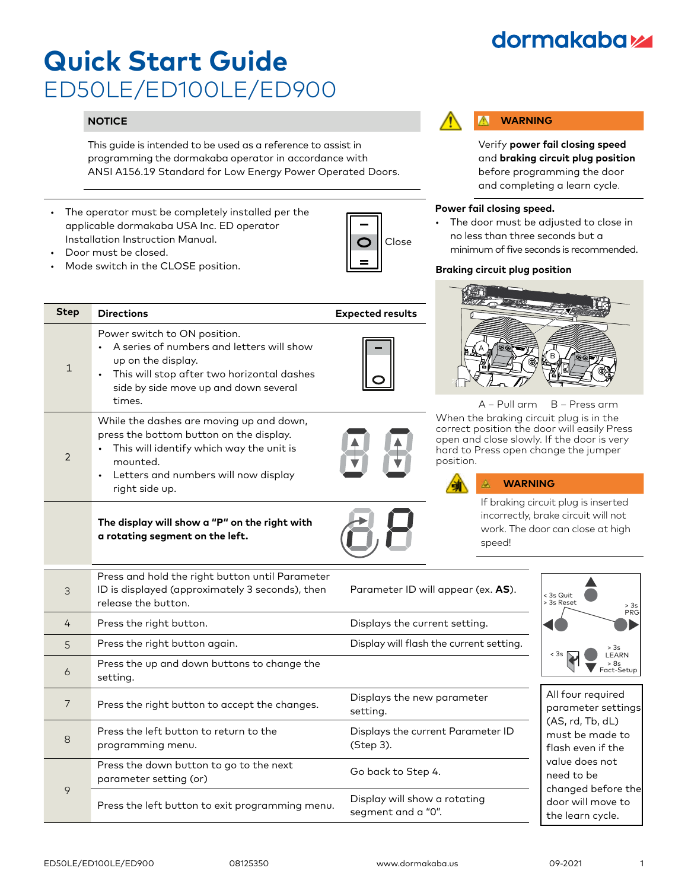# Quick Start Guide

## ED50LE/ED100LE/ED900

### NOTICE

This guide is intended to be used as a reference to assist in programming the dormakaba operator in accordance with ANSI A156.19 Standard for Low Energy Power Operated Doors.

- The operator must be completely installed per the applicable dormakaba USA Inc. ED operator Installation Instruction Manual.
- Door must be closed.
- Mode switch in the CLOSE position.

Close

| Step | Directions | Expected results |
|---|---|---|
| 1 | Power switch to ON position.<br>• A series of numbers and letters will show up on the display.<br>• This will stop after two horizontal dashes side by side move up and down several times. | |
| 2 | While the dashes are moving up and down, press the bottom button on the display.<br>• This will identify which way the unit is mounted.<br>• Letters and numbers will now display right side up. | |
| | **The display will show a "P" on the right with a rotating segment on the left.** | |
| 3 | Press and hold the right button until Parameter ID is displayed (approximately 3 seconds), then release the button. | Parameter ID will appear (ex. **AS**). |
| 4 | Press the right button. | Displays the current setting. |
| 5 | Press the right button again. | Display will flash the current setting. |
| 6 | Press the up and down buttons to change the setting. | |
| 7 | Press the right button to accept the changes. | Displays the new parameter setting. |
| 8 | Press the left button to return to the programming menu. | Displays the current Parameter ID (Step 3). |
| 9 | Press the down button to go to the next parameter setting (or) | Go back to Step 4. |
| | Press the left button to exit programming menu. | Display will show a rotating segment and a "0". |

< 3s Quit
> 3s Reset
> 3s PRG
< 3s
> 3s LEARN
> 8s Fact-Setup

All four required parameter settings (AS, rd, Tb, dL) must be made to flash even if the value does not need to be changed before the door will move to the learn cycle.

### WARNING

Verify **power fail closing speed** and **braking circuit plug position** before programming the door and completing a learn cycle.

**Power fail closing speed.**

- The door must be adjusted to close in no less than three seconds but a minimum of five seconds is recommended.

**Braking circuit plug position**

A – Pull arm B – Press arm

When the braking circuit plug is in the correct position the door will easily Press open and close slowly. If the door is very hard to Press open change the jumper position.

### WARNING

If braking circuit plug is inserted incorrectly, brake circuit will not work. The door can close at high speed!

ED50LE/ED100LE/ED900 08125350 www.dormakaba.us 09-2021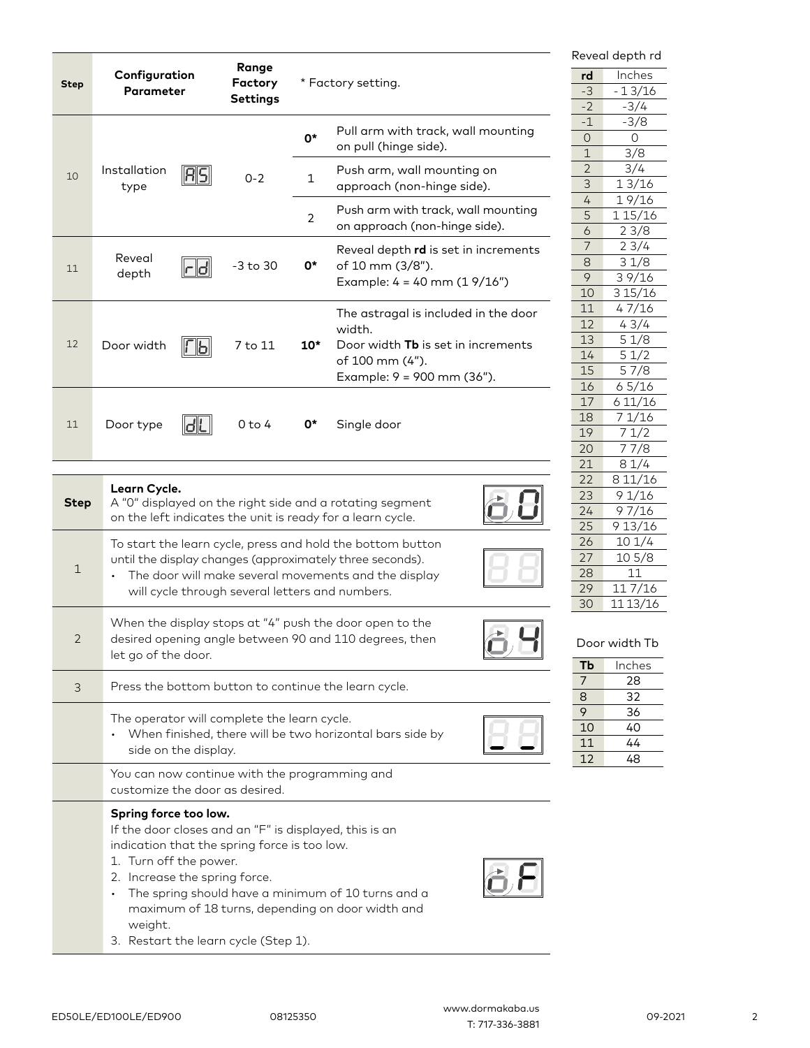| Step | Configuration Parameter | | Range Factory Settings | * Factory setting. | |
|---|---|---|---|---|---|
| 10 | Installation type | AS | 0-2 | 0* | Pull arm with track, wall mounting on pull (hinge side). |
| | | | | 1 | Push arm, wall mounting on approach (non-hinge side). |
| | | | | 2 | Push arm with track, wall mounting on approach (non-hinge side). |
| 11 | Reveal depth | rd | -3 to 30 | 0* | Reveal depth **rd** is set in increments of 10 mm (3/8"). Example: 4 = 40 mm (1 9/16") |
| 12 | Door width | Tb | 7 to 11 | 10* | The astragal is included in the door width. Door width **Tb** is set in increments of 100 mm (4"). Example: 9 = 900 mm (36"). |
| 11 | Door type | dL | 0 to 4 | 0* | Single door |

| Step | **Learn Cycle.** A "0" displayed on the right side and a rotating segment on the left indicates the unit is ready for a learn cycle. |
|---|---|
| 1 | To start the learn cycle, press and hold the bottom button until the display changes (approximately three seconds).<br>• The door will make several movements and the display will cycle through several letters and numbers. |
| 2 | When the display stops at "4" push the door open to the desired opening angle between 90 and 110 degrees, then let go of the door. |
| 3 | Press the bottom button to continue the learn cycle. |
| | The operator will complete the learn cycle.<br>• When finished, there will be two horizontal bars side by side on the display. |
| | You can now continue with the programming and customize the door as desired. |
| | **Spring force too low.**<br>If the door closes and an "F" is displayed, this is an indication that the spring force is too low.<br>1. Turn off the power.<br>2. Increase the spring force.<br>• The spring should have a minimum of 10 turns and a maximum of 18 turns, depending on door width and weight.<br>3. Restart the learn cycle (Step 1). |

Reveal depth rd

| rd | Inches |
|---|---|
| -3 | - 1 3/16 |
| -2 | -3/4 |
| -1 | -3/8 |
| 0 | 0 |
| 1 | 3/8 |
| 2 | 3/4 |
| 3 | 1 3/16 |
| 4 | 1 9/16 |
| 5 | 1 15/16 |
| 6 | 2 3/8 |
| 7 | 2 3/4 |
| 8 | 3 1/8 |
| 9 | 3 9/16 |
| 10 | 3 15/16 |
| 11 | 4 7/16 |
| 12 | 4 3/4 |
| 13 | 5 1/8 |
| 14 | 5 1/2 |
| 15 | 5 7/8 |
| 16 | 6 5/16 |
| 17 | 6 11/16 |
| 18 | 7 1/16 |
| 19 | 7 1/2 |
| 20 | 7 7/8 |
| 21 | 8 1/4 |
| 22 | 8 11/16 |
| 23 | 9 1/16 |
| 24 | 9 7/16 |
| 25 | 9 13/16 |
| 26 | 10 1/4 |
| 27 | 10 5/8 |
| 28 | 11 |
| 29 | 11 7/16 |
| 30 | 11 13/16 |

Door width Tb

| Tb | Inches |
|---|---|
| 7 | 28 |
| 8 | 32 |
| 9 | 36 |
| 10 | 40 |
| 11 | 44 |
| 12 | 48 |

ED50LE/ED100LE/ED900 08125350 www.dormakaba.us T: 717-336-3881 09-2021